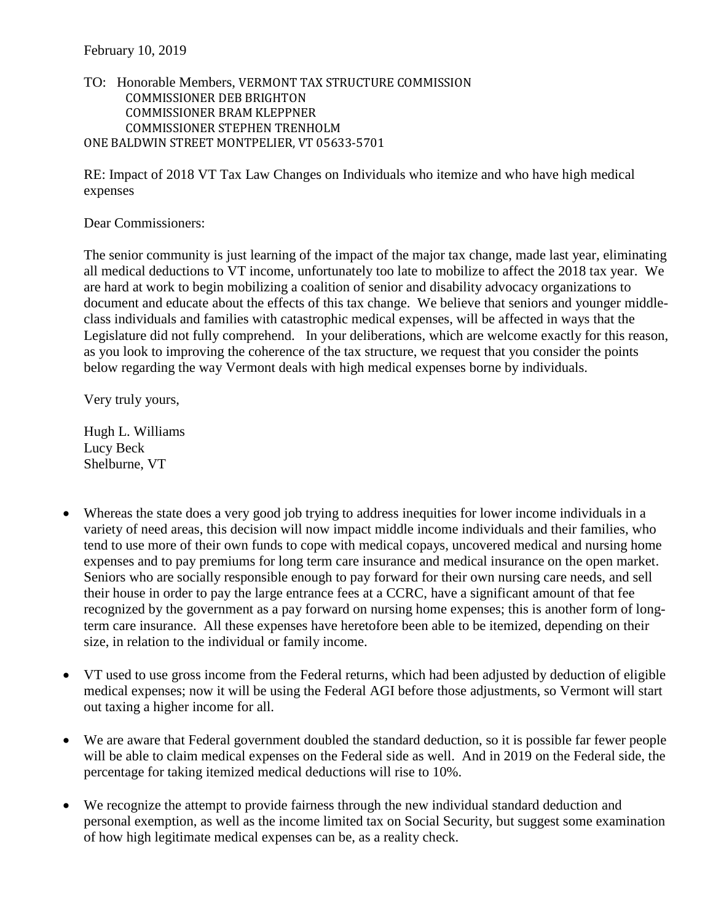February 10, 2019

TO: Honorable Members, VERMONT TAX STRUCTURE COMMISSION
COMMISSIONER DEB BRIGHTON
COMMISSIONER BRAM KLEPPNER
COMMISSIONER STEPHEN TRENHOLM
ONE BALDWIN STREET MONTPELIER, VT 05633-5701

RE: Impact of 2018 VT Tax Law Changes on Individuals who itemize and who have high medical expenses

Dear Commissioners:

The senior community is just learning of the impact of the major tax change, made last year, eliminating all medical deductions to VT income, unfortunately too late to mobilize to affect the 2018 tax year. We are hard at work to begin mobilizing a coalition of senior and disability advocacy organizations to document and educate about the effects of this tax change. We believe that seniors and younger middle-class individuals and families with catastrophic medical expenses, will be affected in ways that the Legislature did not fully comprehend. In your deliberations, which are welcome exactly for this reason, as you look to improving the coherence of the tax structure, we request that you consider the points below regarding the way Vermont deals with high medical expenses borne by individuals.

Very truly yours,

Hugh L. Williams
Lucy Beck
Shelburne, VT

- Whereas the state does a very good job trying to address inequities for lower income individuals in a variety of need areas, this decision will now impact middle income individuals and their families, who tend to use more of their own funds to cope with medical copays, uncovered medical and nursing home expenses and to pay premiums for long term care insurance and medical insurance on the open market. Seniors who are socially responsible enough to pay forward for their own nursing care needs, and sell their house in order to pay the large entrance fees at a CCRC, have a significant amount of that fee recognized by the government as a pay forward on nursing home expenses; this is another form of long-term care insurance. All these expenses have heretofore been able to be itemized, depending on their size, in relation to the individual or family income.

- VT used to use gross income from the Federal returns, which had been adjusted by deduction of eligible medical expenses; now it will be using the Federal AGI before those adjustments, so Vermont will start out taxing a higher income for all.

- We are aware that Federal government doubled the standard deduction, so it is possible far fewer people will be able to claim medical expenses on the Federal side as well. And in 2019 on the Federal side, the percentage for taking itemized medical deductions will rise to 10%.

- We recognize the attempt to provide fairness through the new individual standard deduction and personal exemption, as well as the income limited tax on Social Security, but suggest some examination of how high legitimate medical expenses can be, as a reality check.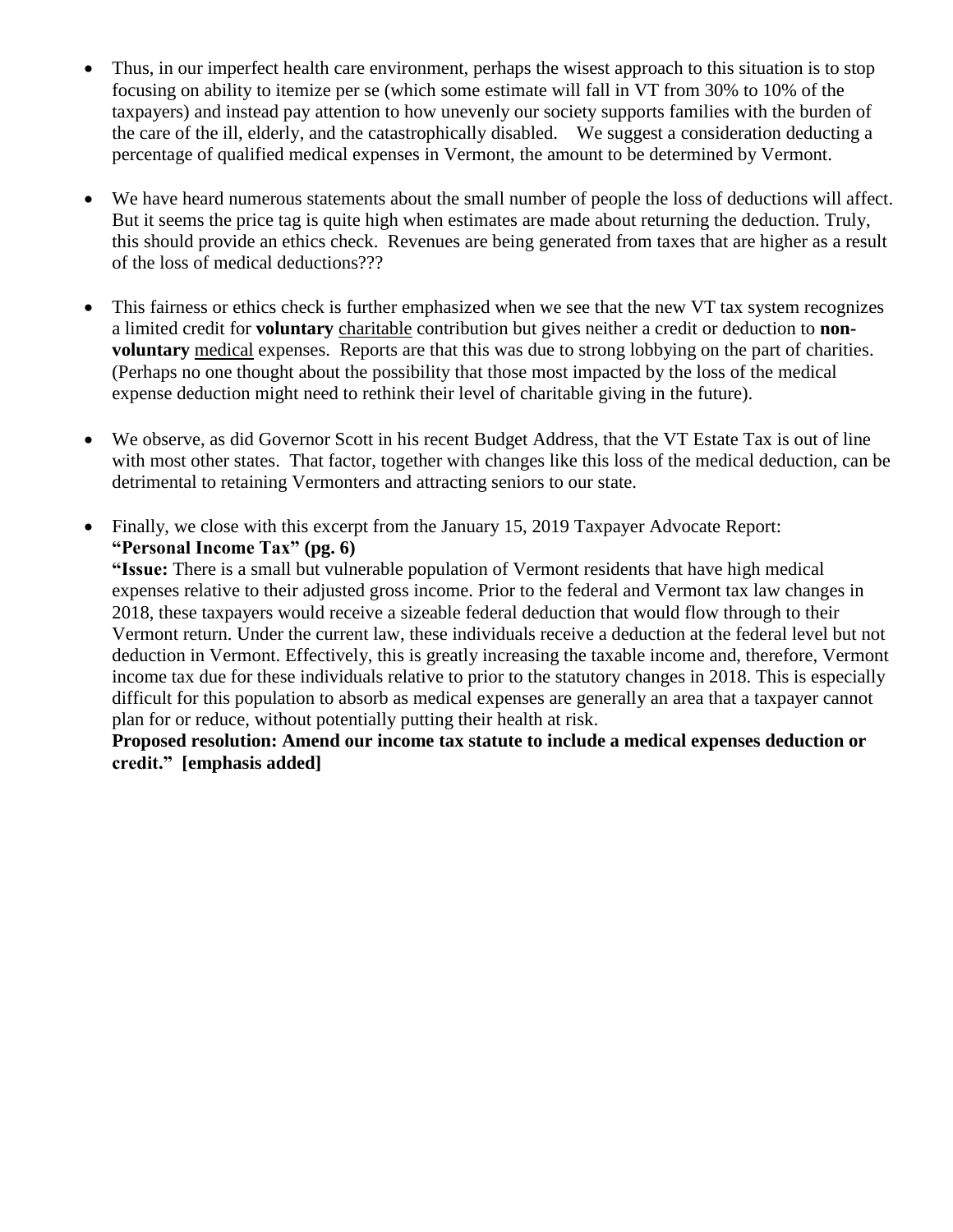- Thus, in our imperfect health care environment, perhaps the wisest approach to this situation is to stop focusing on ability to itemize per se (which some estimate will fall in VT from 30% to 10% of the taxpayers) and instead pay attention to how unevenly our society supports families with the burden of the care of the ill, elderly, and the catastrophically disabled. We suggest a consideration deducting a percentage of qualified medical expenses in Vermont, the amount to be determined by Vermont.

- We have heard numerous statements about the small number of people the loss of deductions will affect. But it seems the price tag is quite high when estimates are made about returning the deduction. Truly, this should provide an ethics check. Revenues are being generated from taxes that are higher as a result of the loss of medical deductions???

- This fairness or ethics check is further emphasized when we see that the new VT tax system recognizes a limited credit for **voluntary** <u>charitable</u> contribution but gives neither a credit or deduction to **non-voluntary** <u>medical</u> expenses. Reports are that this was due to strong lobbying on the part of charities. (Perhaps no one thought about the possibility that those most impacted by the loss of the medical expense deduction might need to rethink their level of charitable giving in the future).

- We observe, as did Governor Scott in his recent Budget Address, that the VT Estate Tax is out of line with most other states. That factor, together with changes like this loss of the medical deduction, can be detrimental to retaining Vermonters and attracting seniors to our state.

- Finally, we close with this excerpt from the January 15, 2019 Taxpayer Advocate Report:
  **"Personal Income Tax" (pg. 6)**
  **"Issue:** There is a small but vulnerable population of Vermont residents that have high medical expenses relative to their adjusted gross income. Prior to the federal and Vermont tax law changes in 2018, these taxpayers would receive a sizeable federal deduction that would flow through to their Vermont return. Under the current law, these individuals receive a deduction at the federal level but not deduction in Vermont. Effectively, this is greatly increasing the taxable income and, therefore, Vermont income tax due for these individuals relative to prior to the statutory changes in 2018. This is especially difficult for this population to absorb as medical expenses are generally an area that a taxpayer cannot plan for or reduce, without potentially putting their health at risk.
  **Proposed resolution: Amend our income tax statute to include a medical expenses deduction or credit." [emphasis added]**